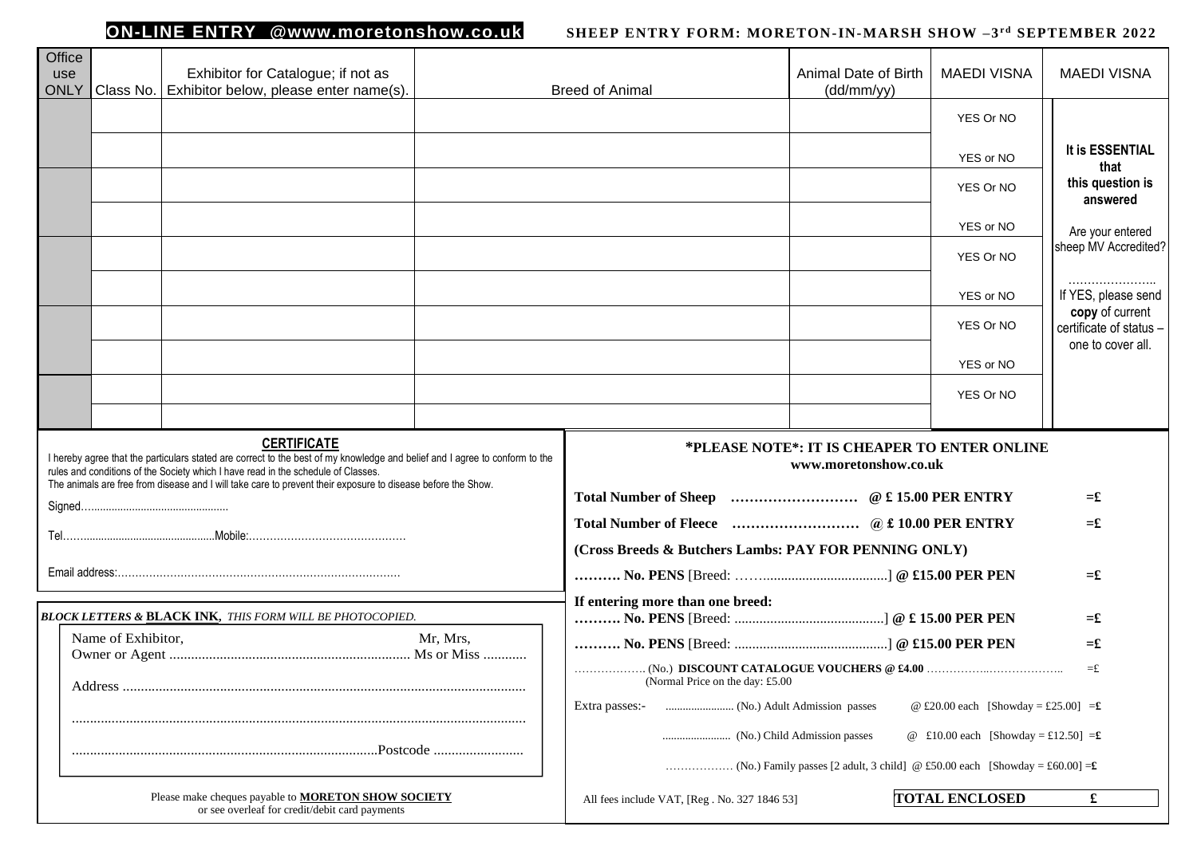**ON-LINE ENTRY @www.moretonshow.co.uk**

**SHEEP ENTRY FORM: MORETON-IN-MARSH SHOW –3rd SEPTEMBER 2022**

| Office use ONLY | Class No. | Exhibitor for Catalogue; if not as Exhibitor below, please enter name(s). | Breed of Animal | Animal Date of Birth (dd/mm/yy) | MAEDI VISNA | MAEDI VISNA |
|---|---|---|---|---|---|---|
| | | | | | YES Or NO | **It is ESSENTIAL that this question is answered** Are your entered sheep MV Accredited? ………………….. If YES, please send **copy** of current certificate of status – one to cover all. |
| | | | | | YES or NO | |
| | | | | | YES Or NO | |
| | | | | | YES or NO | |
| | | | | | YES Or NO | |
| | | | | | YES or NO | |
| | | | | | YES Or NO | |
| | | | | | YES or NO | |
| | | | | | YES Or NO | |
| | | | | | | |

**CERTIFICATE**

I hereby agree that the particulars stated are correct to the best of my knowledge and belief and I agree to conform to the rules and conditions of the Society which I have read in the schedule of Classes.
The animals are free from disease and I will take care to prevent their exposure to disease before the Show.

Signed…..............................................

Tel……...........................................Mobile:………………………………………

Email address:………………………………………………………………………

***BLOCK LETTERS &* BLACK INK,** *THIS FORM WILL BE PHOTOCOPIED.*

Name of Exhibitor, Owner or Agent .................................................................. Mr, Mrs, Ms or Miss ............

Address ...............................................................................................................

.............................................................................................................................

.....................................................................................Postcode .........................

Please make cheques payable to **MORETON SHOW SOCIETY**
or see overleaf for credit/debit card payments

**\*PLEASE NOTE\*: IT IS CHEAPER TO ENTER ONLINE**
**www.moretonshow.co.uk**

**Total Number of Sheep ……………………… @ £ 15.00 PER ENTRY** =£

**Total Number of Fleece ……………………… @ £ 10.00 PER ENTRY** =£

**(Cross Breeds & Butchers Lambs: PAY FOR PENNING ONLY)**

**………. No. PENS** [Breed: ……...................................] **@ £15.00 PER PEN** =£

**If entering more than one breed:**

**………. No. PENS** [Breed: ..........................................] **@ £ 15.00 PER PEN** =£

**………. No. PENS** [Breed: ..........................................] **@ £15.00 PER PEN** =£

……………….. (No.) **DISCOUNT CATALOGUE VOUCHERS @ £4.00** ……………..……………….. =£
(Normal Price on the day: £5.00

Extra passes:- ........................ (No.) Adult Admission passes @ £20.00 each [Showday = £25.00] =£

........................ (No.) Child Admission passes @ £10.00 each [Showday = £12.50] =£

……………… (No.) Family passes [2 adult, 3 child] @ £50.00 each [Showday = £60.00] =£

All fees include VAT, [Reg . No. 327 1846 53]

**TOTAL ENCLOSED £**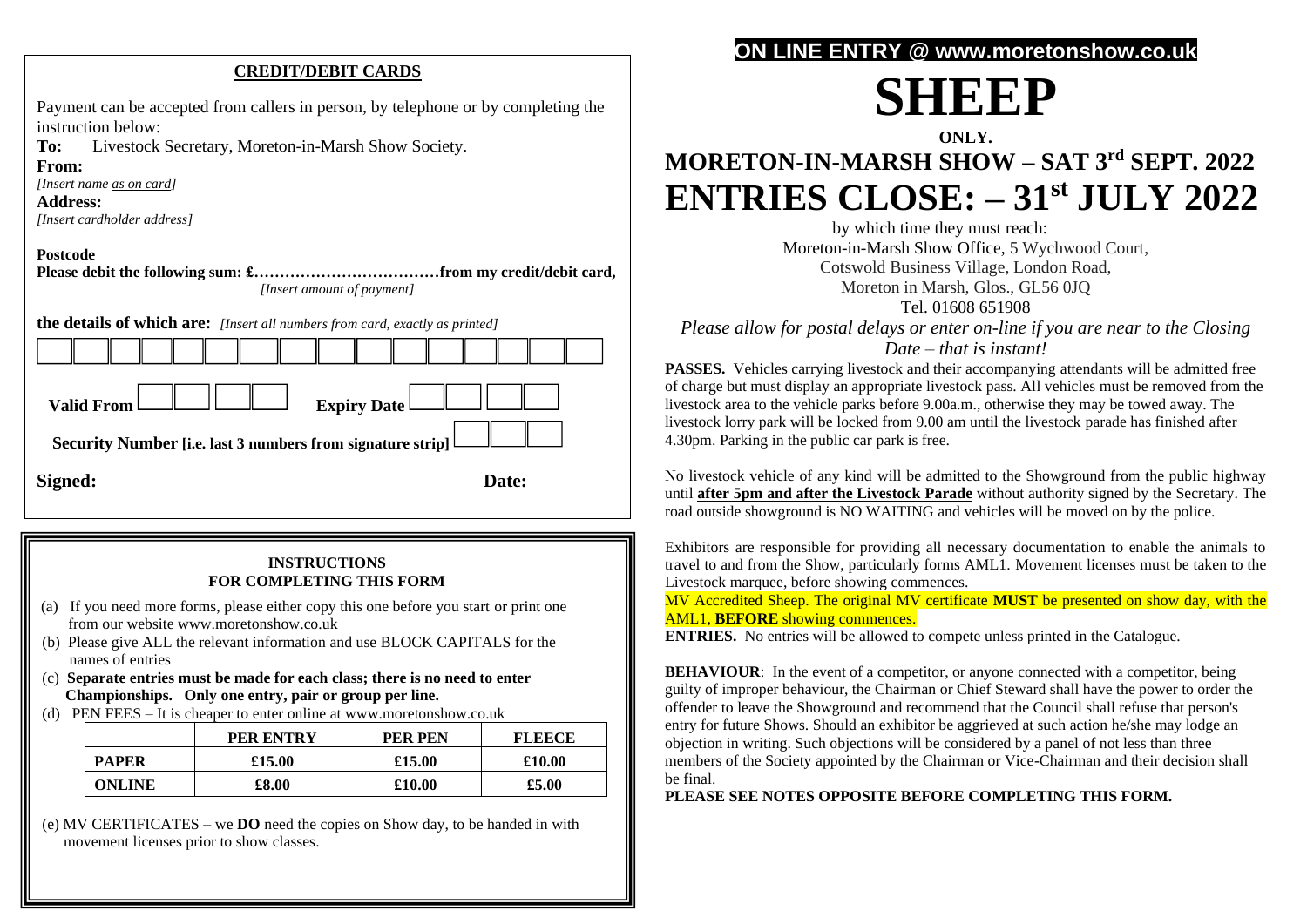## CREDIT/DEBIT CARDS

Payment can be accepted from callers in person, by telephone or by completing the instruction below:

**To:** Livestock Secretary, Moreton-in-Marsh Show Society.

**From:**
*[Insert name as on card]*

**Address:**
*[Insert cardholder address]*

**Postcode**

**Please debit the following sum: £………………………………from my credit/debit card,**
*[Insert amount of payment]*

**the details of which are:** *[Insert all numbers from card, exactly as printed]*

**Valid From** **Expiry Date**

**Security Number [i.e. last 3 numbers from signature strip]**

**Signed:** **Date:**

### INSTRUCTIONS FOR COMPLETING THIS FORM

(a) If you need more forms, please either copy this one before you start or print one from our website www.moretonshow.co.uk

(b) Please give ALL the relevant information and use BLOCK CAPITALS for the names of entries

(c) **Separate entries must be made for each class; there is no need to enter Championships. Only one entry, pair or group per line.**

(d) PEN FEES – It is cheaper to enter online at www.moretonshow.co.uk

| | PER ENTRY | PER PEN | FLEECE |
|---|---|---|---|
| **PAPER** | £15.00 | £15.00 | £10.00 |
| **ONLINE** | £8.00 | £10.00 | £5.00 |

(e) MV CERTIFICATES – we **DO** need the copies on Show day, to be handed in with movement licenses prior to show classes.

**ON LINE ENTRY @ www.moretonshow.co.uk**

# SHEEP

**ONLY.**

## MORETON-IN-MARSH SHOW – SAT 3rd SEPT. 2022

## ENTRIES CLOSE: – 31st JULY 2022

by which time they must reach:
Moreton-in-Marsh Show Office, 5 Wychwood Court,
Cotswold Business Village, London Road,
Moreton in Marsh, Glos., GL56 0JQ
Tel. 01608 651908

*Please allow for postal delays or enter on-line if you are near to the Closing Date – that is instant!*

**PASSES.** Vehicles carrying livestock and their accompanying attendants will be admitted free of charge but must display an appropriate livestock pass. All vehicles must be removed from the livestock area to the vehicle parks before 9.00a.m., otherwise they may be towed away. The livestock lorry park will be locked from 9.00 am until the livestock parade has finished after 4.30pm. Parking in the public car park is free.

No livestock vehicle of any kind will be admitted to the Showground from the public highway until **after 5pm and after the Livestock Parade** without authority signed by the Secretary. The road outside showground is NO WAITING and vehicles will be moved on by the police.

Exhibitors are responsible for providing all necessary documentation to enable the animals to travel to and from the Show, particularly forms AML1. Movement licenses must be taken to the Livestock marquee, before showing commences.

MV Accredited Sheep. The original MV certificate **MUST** be presented on show day, with the AML1, **BEFORE** showing commences.

**ENTRIES.** No entries will be allowed to compete unless printed in the Catalogue.

**BEHAVIOUR**: In the event of a competitor, or anyone connected with a competitor, being guilty of improper behaviour, the Chairman or Chief Steward shall have the power to order the offender to leave the Showground and recommend that the Council shall refuse that person's entry for future Shows. Should an exhibitor be aggrieved at such action he/she may lodge an objection in writing. Such objections will be considered by a panel of not less than three members of the Society appointed by the Chairman or Vice-Chairman and their decision shall be final.

**PLEASE SEE NOTES OPPOSITE BEFORE COMPLETING THIS FORM.**